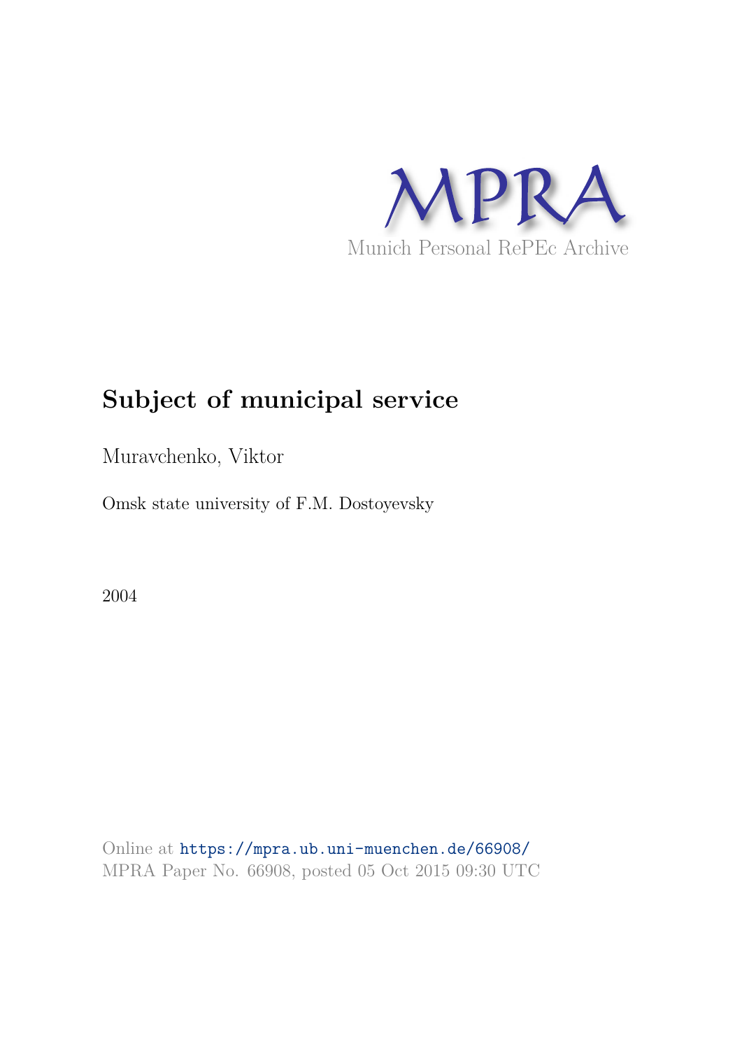MPRA

Munich Personal RePEc Archive

# Subject of municipal service

Muravchenko, Viktor

Omsk state university of F.M. Dostoyevsky

2004

Online at https://mpra.ub.uni-muenchen.de/66908/
MPRA Paper No. 66908, posted 05 Oct 2015 09:30 UTC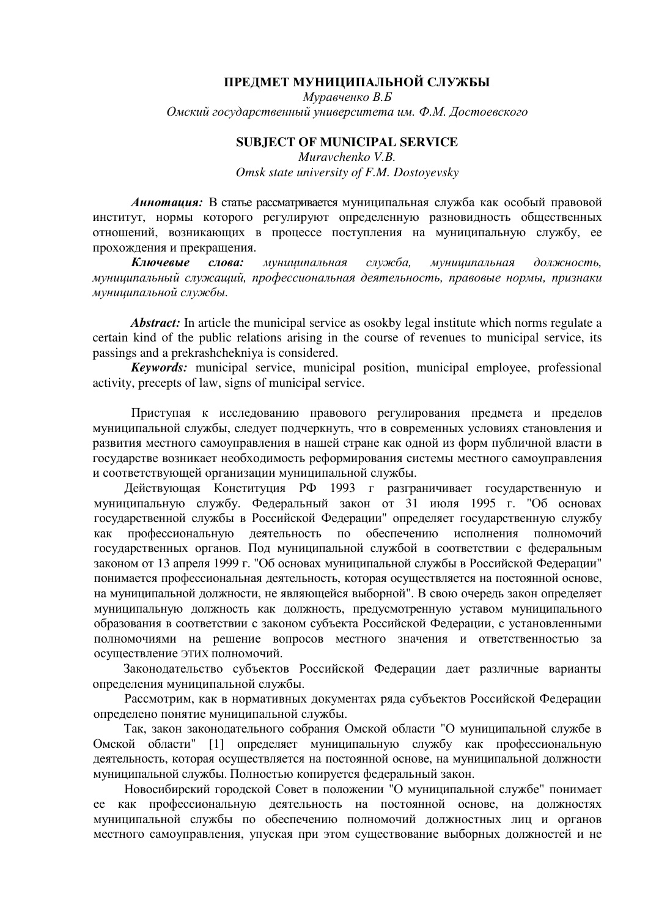**ПРЕДМЕТ МУНИЦИПАЛЬНОЙ СЛУЖБЫ**

*Муравченко В.Б*

*Омский государственный университета им. Ф.М. Достоевского*

**SUBJECT OF MUNICIPAL SERVICE**

*Muravchenko V.B.*

*Omsk state university of F.M. Dostoyevsky*

***Аннотация:*** В статье рассматривается муниципальная служба как особый правовой институт, нормы которого регулируют определенную разновидность общественных отношений, возникающих в процессе поступления на муниципальную службу, ее прохождения и прекращения.

***Ключевые слова:*** *муниципальная служба, муниципальная должность, муниципальный служащий, профессиональная деятельность, правовые нормы, признаки муниципальной службы.*

***Abstract:*** In article the municipal service as osokby legal institute which norms regulate a certain kind of the public relations arising in the course of revenues to municipal service, its passings and a prekrashchekniya is considered.

***Keywords:*** municipal service, municipal position, municipal employee, professional activity, precepts of law, signs of municipal service.

Приступая к исследованию правового регулирования предмета и пределов муниципальной службы, следует подчеркнуть, что в современных условиях становления и развития местного самоуправления в нашей стране как одной из форм публичной власти в государстве возникает необходимость реформирования системы местного самоуправления и соответствующей организации муниципальной службы.

Действующая Конституция РФ 1993 г разграничивает государственную и муниципальную службу. Федеральный закон от 31 июля 1995 г. "Об основах государственной службы в Российской Федерации" определяет государственную службу как профессиональную деятельность по обеспечению исполнения полномочий государственных органов. Под муниципальной службой в соответствии с федеральным законом от 13 апреля 1999 г. "Об основах муниципальной службы в Российской Федерации" понимается профессиональная деятельность, которая осуществляется на постоянной основе, на муниципальной должности, не являющейся выборной". В свою очередь закон определяет муниципальную должность как должность, предусмотренную уставом муниципального образования в соответствии с законом субъекта Российской Федерации, с установленными полномочиями на решение вопросов местного значения и ответственностью за осуществление этих полномочий.

Законодательство субъектов Российской Федерации дает различные варианты определения муниципальной службы.

Рассмотрим, как в нормативных документах ряда субъектов Российской Федерации определено понятие муниципальной службы.

Так, закон законодательного собрания Омской области "О муниципальной службе в Омской области" [1] определяет муниципальную службу как профессиональную деятельность, которая осуществляется на постоянной основе, на муниципальной должности муниципальной службы. Полностью копируется федеральный закон.

Новосибирский городской Совет в положении "О муниципальной службе" понимает ее как профессиональную деятельность на постоянной основе, на должностях муниципальной службы по обеспечению полномочий должностных лиц и органов местного самоуправления, упуская при этом существование выборных должностей и не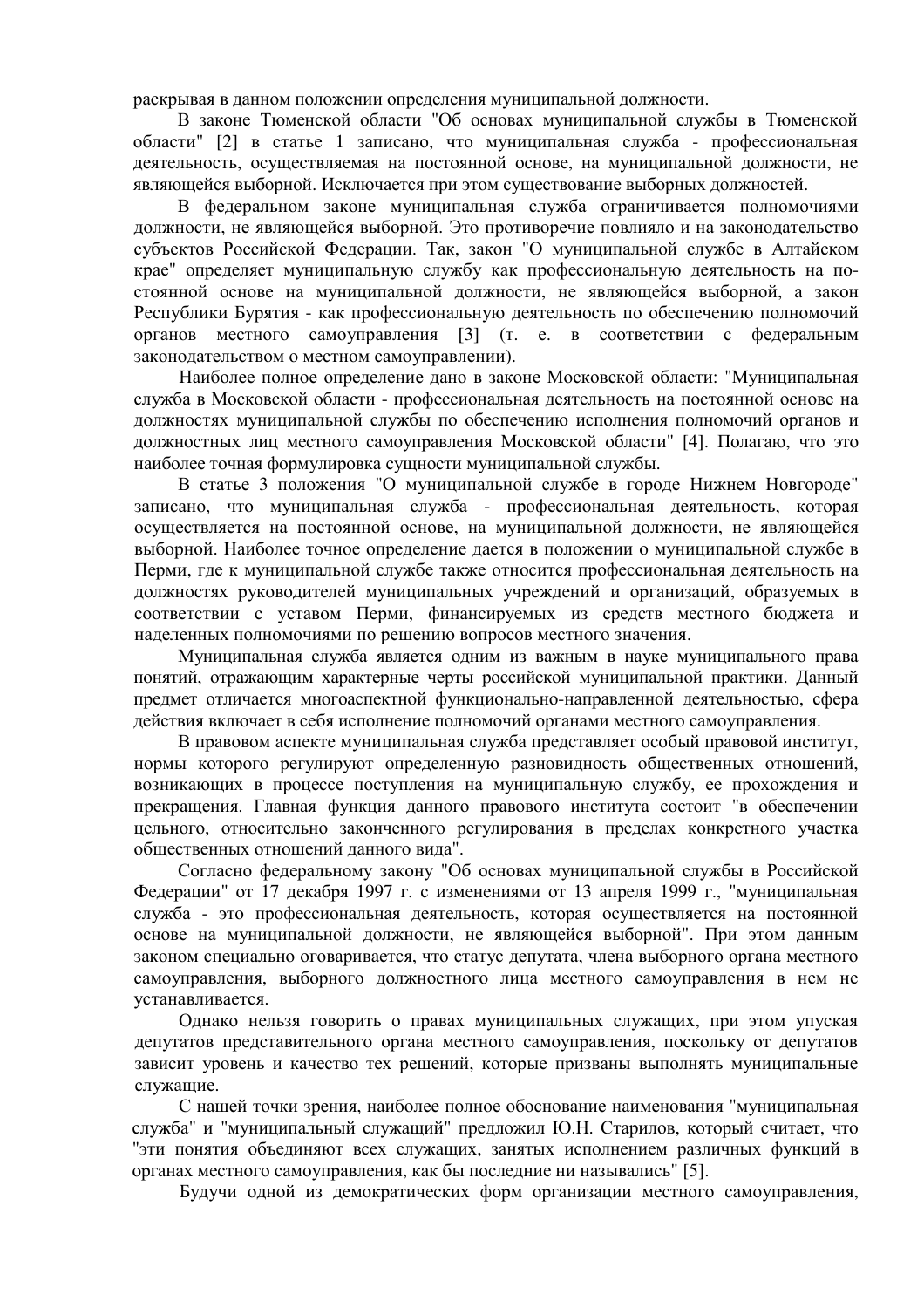раскрывая в данном положении определения муниципальной должности.

В законе Тюменской области "Об основах муниципальной службы в Тюменской области" [2] в статье 1 записано, что муниципальная служба - профессиональная деятельность, осуществляемая на постоянной основе, на муниципальной должности, не являющейся выборной. Исключается при этом существование выборных должностей.

В федеральном законе муниципальная служба ограничивается полномочиями должности, не являющейся выборной. Это противоречие повлияло и на законодательство субъектов Российской Федерации. Так, закон "О муниципальной службе в Алтайском крае" определяет муниципальную службу как профессиональную деятельность на постоянной основе на муниципальной должности, не являющейся выборной, а закон Республики Бурятия - как профессиональную деятельность по обеспечению полномочий органов местного самоуправления [3] (т. е. в соответствии с федеральным законодательством о местном самоуправлении).

Наиболее полное определение дано в законе Московской области: "Муниципальная служба в Московской области - профессиональная деятельность на постоянной основе на должностях муниципальной службы по обеспечению исполнения полномочий органов и должностных лиц местного самоуправления Московской области" [4]. Полагаю, что это наиболее точная формулировка сущности муниципальной службы.

В статье 3 положения "О муниципальной службе в городе Нижнем Новгороде" записано, что муниципальная служба - профессиональная деятельность, которая осуществляется на постоянной основе, на муниципальной должности, не являющейся выборной. Наиболее точное определение дается в положении о муниципальной службе в Перми, где к муниципальной службе также относится профессиональная деятельность на должностях руководителей муниципальных учреждений и организаций, образуемых в соответствии с уставом Перми, финансируемых из средств местного бюджета и наделенных полномочиями по решению вопросов местного значения.

Муниципальная служба является одним из важным в науке муниципального права понятий, отражающим характерные черты российской муниципальной практики. Данный предмет отличается многоаспектной функционально-направленной деятельностью, сфера действия включает в себя исполнение полномочий органами местного самоуправления.

В правовом аспекте муниципальная служба представляет особый правовой институт, нормы которого регулируют определенную разновидность общественных отношений, возникающих в процессе поступления на муниципальную службу, ее прохождения и прекращения. Главная функция данного правового института состоит "в обеспечении цельного, относительно законченного регулирования в пределах конкретного участка общественных отношений данного вида".

Согласно федеральному закону "Об основах муниципальной службы в Российской Федерации" от 17 декабря 1997 г. с изменениями от 13 апреля 1999 г., "муниципальная служба - это профессиональная деятельность, которая осуществляется на постоянной основе на муниципальной должности, не являющейся выборной". При этом данным законом специально оговаривается, что статус депутата, члена выборного органа местного самоуправления, выборного должностного лица местного самоуправления в нем не устанавливается.

Однако нельзя говорить о правах муниципальных служащих, при этом упуская депутатов представительного органа местного самоуправления, поскольку от депутатов зависит уровень и качество тех решений, которые призваны выполнять муниципальные служащие.

С нашей точки зрения, наиболее полное обоснование наименования "муниципальная служба" и "муниципальный служащий" предложил Ю.Н. Старилов, который считает, что "эти понятия объединяют всех служащих, занятых исполнением различных функций в органах местного самоуправления, как бы последние ни назывались" [5].

Будучи одной из демократических форм организации местного самоуправления,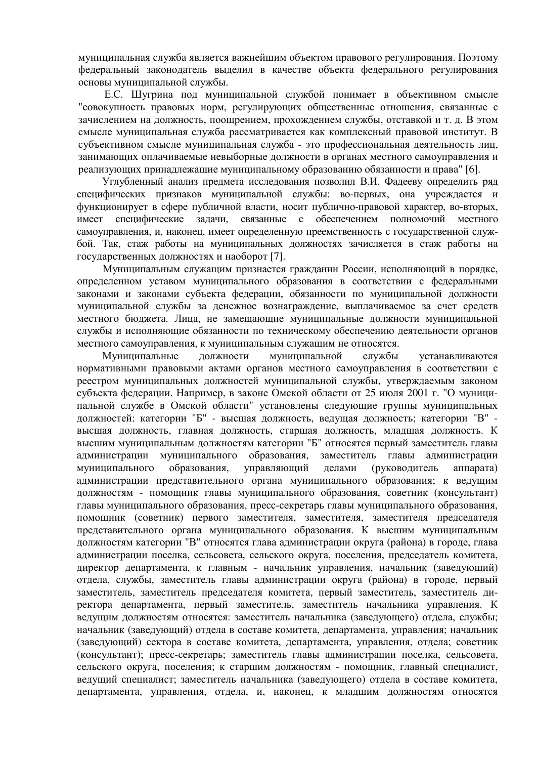муниципальная служба является важнейшим объектом правового регулирования. Поэтому федеральный законодатель выделил в качестве объекта федерального регулирования основы муниципальной службы.

Е.С. Шугрина под муниципальной службой понимает в объективном смысле "совокупность правовых норм, регулирующих общественные отношения, связанные с зачислением на должность, поощрением, прохождением службы, отставкой и т. д. В этом смысле муниципальная служба рассматривается как комплексный правовой институт. В субъективном смысле муниципальная служба - это профессиональная деятельность лиц, занимающих оплачиваемые невыборные должности в органах местного самоуправления и реализующих принадлежащие муниципальному образованию обязанности и права" [6].

Углубленный анализ предмета исследования позволил В.И. Фадееву определить ряд специфических признаков муниципальной службы: во-первых, она учреждается и функционирует в сфере публичной власти, носит публично-правовой характер, во-вторых, имеет специфические задачи, связанные с обеспечением полномочий местного самоуправления, и, наконец, имеет определенную преемственность с государственной службой. Так, стаж работы на муниципальных должностях зачисляется в стаж работы на государственных должностях и наоборот [7].

Муниципальным служащим признается гражданин России, исполняющий в порядке, определенном уставом муниципального образования в соответствии с федеральными законами и законами субъекта федерации, обязанности по муниципальной должности муниципальной службы за денежное вознаграждение, выплачиваемое за счет средств местного бюджета. Лица, не замещающие муниципальные должности муниципальной службы и исполняющие обязанности по техническому обеспечению деятельности органов местного самоуправления, к муниципальным служащим не относятся.

Муниципальные должности муниципальной службы устанавливаются нормативными правовыми актами органов местного самоуправления в соответствии с реестром муниципальных должностей муниципальной службы, утверждаемым законом субъекта федерации. Например, в законе Омской области от 25 июля 2001 г. "О муниципальной службе в Омской области" установлены следующие группы муниципальных должностей: категории "Б" - высшая должность, ведущая должность; категории "В" - высшая должность, главная должность, старшая должность, младшая должность. К высшим муниципальным должностям категории "Б" относятся первый заместитель главы администрации муниципального образования, заместитель главы администрации муниципального образования, управляющий делами (руководитель аппарата) администрации представительного органа муниципального образования; к ведущим должностям - помощник главы муниципального образования, советник (консультант) главы муниципального образования, пресс-секретарь главы муниципального образования, помощник (советник) первого заместителя, заместителя, заместителя председателя представительного органа муниципального образования. К высшим муниципальным должностям категории "В" относятся глава администрации округа (района) в городе, глава администрации поселка, сельсовета, сельского округа, поселения, председатель комитета, директор департамента, к главным - начальник управления, начальник (заведующий) отдела, службы, заместитель главы администрации округа (района) в городе, первый заместитель, заместитель председателя комитета, первый заместитель, заместитель директора департамента, первый заместитель, заместитель начальника управления. К ведущим должностям относятся: заместитель начальника (заведующего) отдела, службы; начальник (заведующий) отдела в составе комитета, департамента, управления; начальник (заведующий) сектора в составе комитета, департамента, управления, отдела; советник (консультант); пресс-секретарь; заместитель главы администрации поселка, сельсовета, сельского округа, поселения; к старшим должностям - помощник, главный специалист, ведущий специалист; заместитель начальника (заведующего) отдела в составе комитета, департамента, управления, отдела, и, наконец, к младшим должностям относятся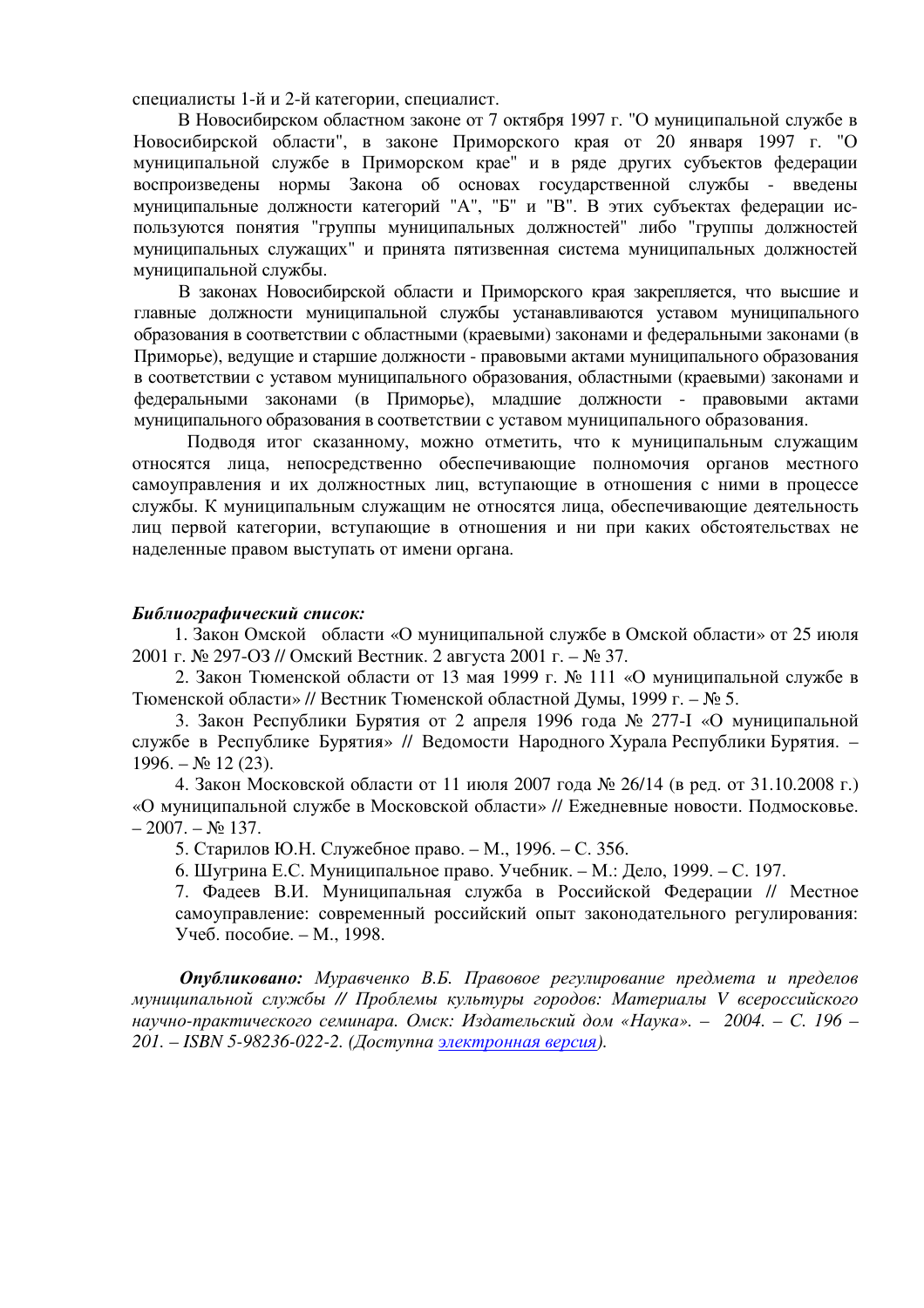специалисты 1-й и 2-й категории, специалист.

В Новосибирском областном законе от 7 октября 1997 г. "О муниципальной службе в Новосибирской области", в законе Приморского края от 20 января 1997 г. "О муниципальной службе в Приморском крае" и в ряде других субъектов федерации воспроизведены нормы Закона об основах государственной службы - введены муниципальные должности категорий "А", "Б" и "В". В этих субъектах федерации используются понятия "группы муниципальных должностей" либо "группы должностей муниципальных служащих" и принята пятизвенная система муниципальных должностей муниципальной службы.

В законах Новосибирской области и Приморского края закрепляется, что высшие и главные должности муниципальной службы устанавливаются уставом муниципального образования в соответствии с областными (краевыми) законами и федеральными законами (в Приморье), ведущие и старшие должности - правовыми актами муниципального образования в соответствии с уставом муниципального образования, областными (краевыми) законами и федеральными законами (в Приморье), младшие должности - правовыми актами муниципального образования в соответствии с уставом муниципального образования.

Подводя итог сказанному, можно отметить, что к муниципальным служащим относятся лица, непосредственно обеспечивающие полномочия органов местного самоуправления и их должностных лиц, вступающие в отношения с ними в процессе службы. К муниципальным служащим не относятся лица, обеспечивающие деятельность лиц первой категории, вступающие в отношения и ни при каких обстоятельствах не наделенные правом выступать от имени органа.

***Библиографический список:***

1. Закон Омской области «О муниципальной службе в Омской области» от 25 июля 2001 г. № 297-ОЗ // Омский Вестник. 2 августа 2001 г. – № 37.
2. Закон Тюменской области от 13 мая 1999 г. № 111 «О муниципальной службе в Тюменской области» // Вестник Тюменской областной Думы, 1999 г. – № 5.
3. Закон Республики Бурятия от 2 апреля 1996 года № 277-I «О муниципальной службе в Республике Бурятия» // Ведомости Народного Хурала Республики Бурятия. – 1996. – № 12 (23).
4. Закон Московской области от 11 июля 2007 года № 26/14 (в ред. от 31.10.2008 г.) «О муниципальной службе в Московской области» // Ежедневные новости. Подмосковье. – 2007. – № 137.
5. Старилов Ю.Н. Служебное право. – М., 1996. – С. 356.
6. Шугрина Е.С. Муниципальное право. Учебник. – М.: Дело, 1999. – С. 197.
7. Фадеев В.И. Муниципальная служба в Российской Федерации // Местное самоуправление: современный российский опыт законодательного регулирования: Учеб. пособие. – М., 1998.

***Опубликовано:*** *Муравченко В.Б. Правовое регулирование предмета и пределов муниципальной службы // Проблемы культуры городов: Материалы V всероссийского научно-практического семинара. Омск: Издательский дом «Наука». – 2004. – С. 196 – 201. – ISBN 5-98236-022-2. (Доступна электронная версия).*